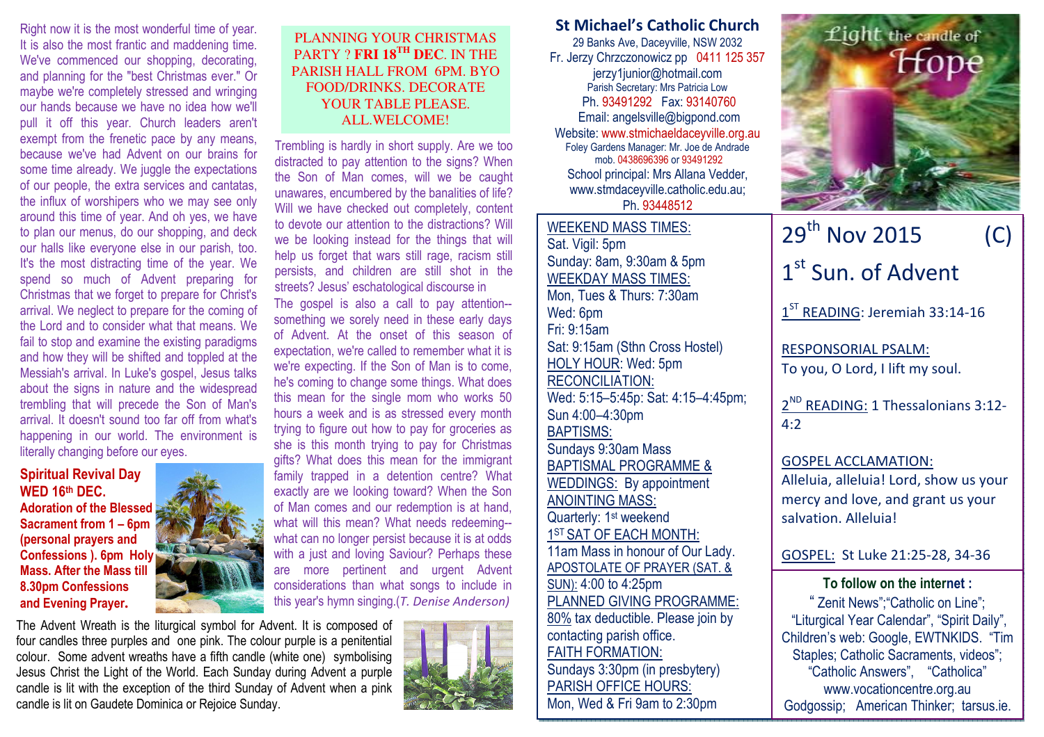Right now it is the most wonderful time of year. It is also the most frantic and maddening time. We've commenced our shopping, decorating, and planning for the "best Christmas ever." Or maybe we're completely stressed and wringing our hands because we have no idea how we'll pull it off this year. Church leaders aren't exempt from the frenetic pace by any means, because we've had Advent on our brains for some time already. We juggle the expectations of our people, the extra services and cantatas, the influx of worshipers who we may see only around this time of year. And oh yes, we have to plan our menus, do our shopping, and deck our halls like everyone else in our parish, too. It's the most distracting time of the year. We spend so much of Advent preparing for Christmas that we forget to prepare for Christ's arrival. We neglect to prepare for the coming of the Lord and to consider what that means. We fail to stop and examine the existing paradigms and how they will be shifted and toppled at the Messiah's arrival. In Luke's gospel, Jesus talks about the signs in nature and the widespread trembling that will precede the Son of Man's arrival. It doesn't sound too far off from what's happening in our world. The environment is literally changing before our eyes.

**Spiritual Revival Day WED 16th DEC. Adoration of the Blessed Sacrament from 1 – 6pm (personal prayers and Confessions ). 6pm Holy Mass. After the Mass till 8.30pm Confessions and Evening Prayer.**

PLANNING YOUR CHRISTMAS PARTY ? **FRI 18TH DEC**. IN THE PARISH HALL FROM 6PM. BYO FOOD/DRINKS. DECORATE YOUR TABLE PLEASE. ALL.WELCOME!

Trembling is hardly in short supply. Are we too distracted to pay attention to the signs? When the Son of Man comes, will we be caught unawares, encumbered by the banalities of life? Will we have checked out completely, content to devote our attention to the distractions? Will we be looking instead for the things that will help us forget that wars still rage, racism still persists, and children are still shot in the streets? Jesus' eschatological discourse in The gospel is also a call to pay attention--something we sorely need in these early days of Advent. At the onset of this season of expectation, we're called to remember what it is we're expecting. If the Son of Man is to come, he's coming to change some things. What does this mean for the single mom who works 50 hours a week and is as stressed every month trying to figure out how to pay for groceries as she is this month trying to pay for Christmas gifts? What does this mean for the immigrant family trapped in a detention centre? What exactly are we looking toward? When the Son of Man comes and our redemption is at hand, what will this mean? What needs redeeming--what can no longer persist because it is at odds with a just and loving Saviour? Perhaps these are more pertinent and urgent Advent considerations than what songs to include in this year's hymn singing.(*T. Denise Anderson)*

The Advent Wreath is the liturgical symbol for Advent. It is composed of four candles three purples and one pink. The colour purple is a penitential colour. Some advent wreaths have a fifth candle (white one) symbolising Jesus Christ the Light of the World. Each Sunday during Advent a purple candle is lit with the exception of the third Sunday of Advent when a pink candle is lit on Gaudete Dominica or Rejoice Sunday.

## St Michael's Catholic Church

29 Banks Ave, Daceyville, NSW 2032
Fr. Jerzy Chrzczonowicz pp 0411 125 357
jerzy1junior@hotmail.com
Parish Secretary: Mrs Patricia Low
Ph. 93491292 Fax: 93140760
Email: angelsville@bigpond.com
Website: www.stmichaeldaceyville.org.au
Foley Gardens Manager: Mr. Joe de Andrade mob. 0438696396 or 93491292
School principal: Mrs Allana Vedder, www.stmdaceyville.catholic.edu.au; Ph. 93448512

WEEKEND MASS TIMES:
Sat. Vigil: 5pm
Sunday: 8am, 9:30am & 5pm
WEEKDAY MASS TIMES:
Mon, Tues & Thurs: 7:30am
Wed: 6pm
Fri: 9:15am
Sat: 9:15am (Sthn Cross Hostel)
HOLY HOUR: Wed: 5pm
RECONCILIATION:
Wed: 5:15–5:45p: Sat: 4:15–4:45pm; Sun 4:00–4:30pm
BAPTISMS:
Sundays 9:30am Mass
BAPTISMAL PROGRAMME & WEDDINGS: By appointment
ANOINTING MASS:
Quarterly: 1st weekend
1ST SAT OF EACH MONTH:
11am Mass in honour of Our Lady.
APOSTOLATE OF PRAYER (SAT. & SUN): 4:00 to 4:25pm
PLANNED GIVING PROGRAMME:
80% tax deductible. Please join by contacting parish office.
FAITH FORMATION:
Sundays 3:30pm (in presbytery)
PARISH OFFICE HOURS:
Mon, Wed & Fri 9am to 2:30pm

Light the candle of Hope

# 29th Nov 2015 (C)

## 1st Sun. of Advent

1ST READING: Jeremiah 33:14-16

RESPONSORIAL PSALM:
To you, O Lord, I lift my soul.

2ND READING: 1 Thessalonians 3:12-4:2

GOSPEL ACCLAMATION:
Alleluia, alleluia! Lord, show us your mercy and love, and grant us your salvation. Alleluia!

GOSPEL: St Luke 21:25-28, 34-36

**To follow on the internet :**
" Zenit News";"Catholic on Line"; "Liturgical Year Calendar", "Spirit Daily", Children's web: Google, EWTNKIDS. "Tim Staples; Catholic Sacraments, videos"; "Catholic Answers", "Catholica" www.vocationcentre.org.au Godgossip; American Thinker; tarsus.ie.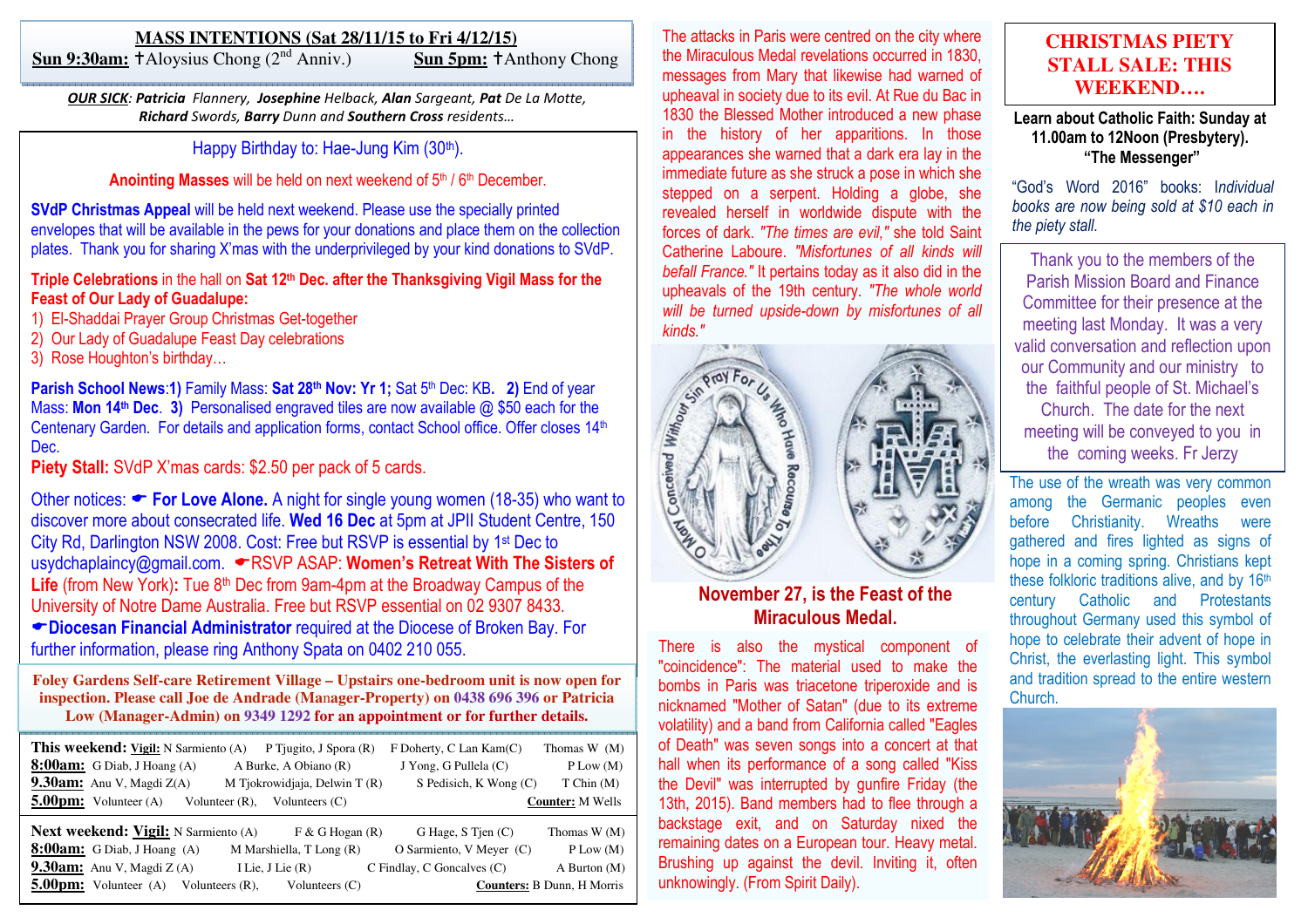## MASS INTENTIONS (Sat 28/11/15 to Fri 4/12/15)

**Sun 9:30am:** †Aloysius Chong (2nd Anniv.) **Sun 5pm:** †Anthony Chong

***OUR SICK***: ***Patricia*** *Flannery,* ***Josephine*** *Helback,* ***Alan*** *Sargeant,* ***Pat*** *De La Motte,* ***Richard*** *Swords,* ***Barry*** *Dunn and* ***Southern Cross*** *residents…*

Happy Birthday to: Hae-Jung Kim (30th).

**Anointing Masses** will be held on next weekend of 5th / 6th December.

**SVdP Christmas Appeal** will be held next weekend. Please use the specially printed envelopes that will be available in the pews for your donations and place them on the collection plates. Thank you for sharing X'mas with the underprivileged by your kind donations to SVdP.

**Triple Celebrations** in the hall on **Sat 12th Dec. after the Thanksgiving Vigil Mass for the Feast of Our Lady of Guadalupe:**

1) El-Shaddai Prayer Group Christmas Get-together
2) Our Lady of Guadalupe Feast Day celebrations
3) Rose Houghton's birthday…

**Parish School News**:**1)** Family Mass: **Sat 28th Nov: Yr 1;** Sat 5th Dec: KB**. 2)** End of year Mass: **Mon 14th Dec**. **3)** Personalised engraved tiles are now available @ $50 each for the Centenary Garden. For details and application forms, contact School office. Offer closes 14th Dec.

**Piety Stall:** SVdP X'mas cards: $2.50 per pack of 5 cards.

Other notices: ☛ **For Love Alone.** A night for single young women (18-35) who want to discover more about consecrated life. **Wed 16 Dec** at 5pm at JPII Student Centre, 150 City Rd, Darlington NSW 2008. Cost: Free but RSVP is essential by 1st Dec to usydchaplaincy@gmail.com. ☛RSVP ASAP: **Women's Retreat With The Sisters of Life** (from New York)**:** Tue 8th Dec from 9am-4pm at the Broadway Campus of the University of Notre Dame Australia. Free but RSVP essential on 02 9307 8433. ☛**Diocesan Financial Administrator** required at the Diocese of Broken Bay. For further information, please ring Anthony Spata on 0402 210 055.

**Foley Gardens Self-care Retirement Village – Upstairs one-bedroom unit is now open for inspection. Please call Joe de Andrade (Manager-Property) on 0438 696 396 or Patricia Low (Manager-Admin) on 9349 1292 for an appointment or for further details.**

| | | | | |
|---|---|---|---|---|
| **This weekend: Vigil:** N Sarmiento (A) | P Tjugito, J Spora (R) | F Doherty, C Lan Kam(C) | Thomas W (M) |
| **8:00am:** G Diab, J Hoang (A) | A Burke, A Obiano (R) | J Yong, G Pullela (C) | P Low (M) |
| **9.30am:** Anu V, Magdi Z(A) | M Tjokrowidjaja, Delwin T (R) | S Pedisich, K Wong (C) | T Chin (M) |
| **5.00pm:** Volunteer (A) | Volunteer (R), | Volunteers (C) | **Counter:** M Wells |

| | | | |
|---|---|---|---|
| **Next weekend: Vigil:** N Sarmiento (A) | F & G Hogan (R) | G Hage, S Tjen (C) | Thomas W (M) |
| **8:00am:** G Diab, J Hoang (A) | M Marshiella, T Long (R) | O Sarmiento, V Meyer (C) | P Low (M) |
| **9.30am:** Anu V, Magdi Z (A) | I Lie, J Lie (R) | C Findlay, C Goncalves (C) | A Burton (M) |
| **5.00pm:** Volunteer (A) | Volunteers (R), | Volunteers (C) | **Counters:** B Dunn, H Morris |

The attacks in Paris were centred on the city where the Miraculous Medal revelations occurred in 1830, messages from Mary that likewise had warned of upheaval in society due to its evil. At Rue du Bac in 1830 the Blessed Mother introduced a new phase in the history of her apparitions. In those appearances she warned that a dark era lay in the immediate future as she struck a pose in which she stepped on a serpent. Holding a globe, she revealed herself in worldwide dispute with the forces of dark. *"The times are evil,"* she told Saint Catherine Laboure. *"Misfortunes of all kinds will befall France."* It pertains today as it also did in the upheavals of the 19th century. *"The whole world will be turned upside-down by misfortunes of all kinds."*

**November 27, is the Feast of the Miraculous Medal.**

There is also the mystical component of "coincidence": The material used to make the bombs in Paris was triacetone triperoxide and is nicknamed "Mother of Satan" (due to its extreme volatility) and a band from California called "Eagles of Death" was seven songs into a concert at that hall when its performance of a song called "Kiss the Devil" was interrupted by gunfire Friday (the 13th, 2015). Band members had to flee through a backstage exit, and on Saturday nixed the remaining dates on a European tour. Heavy metal. Brushing up against the devil. Inviting it, often unknowingly. (From Spirit Daily).

## CHRISTMAS PIETY STALL SALE: THIS WEEKEND….

**Learn about Catholic Faith: Sunday at 11.00am to 12Noon (Presbytery). "The Messenger"**

"God's Word 2016" books: *Individual books are now being sold at $10 each in the piety stall.*

Thank you to the members of the Parish Mission Board and Finance Committee for their presence at the meeting last Monday. It was a very valid conversation and reflection upon our Community and our ministry to the faithful people of St. Michael's Church. The date for the next meeting will be conveyed to you in the coming weeks. Fr Jerzy

The use of the wreath was very common among the Germanic peoples even before Christianity. Wreaths were gathered and fires lighted as signs of hope in a coming spring. Christians kept these folkloric traditions alive, and by 16th century Catholic and Protestants throughout Germany used this symbol of hope to celebrate their advent of hope in Christ, the everlasting light. This symbol and tradition spread to the entire western Church.